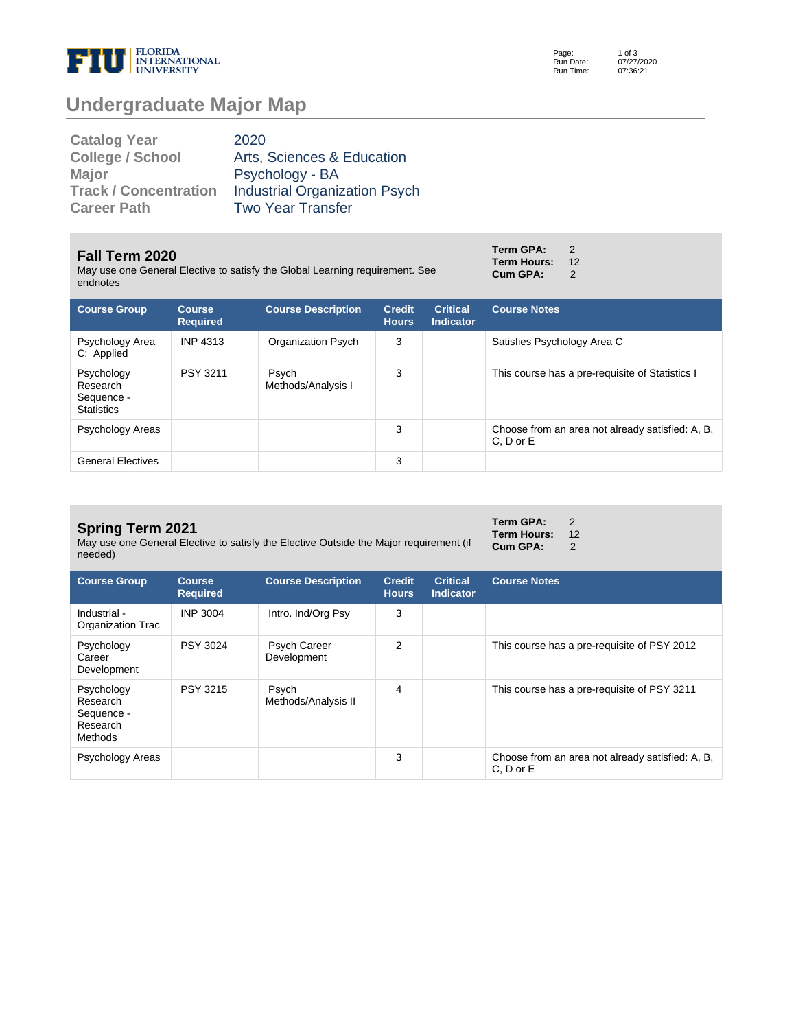FLORIDA INTERNATIONAL UNIVERSITY

Run Date: 07/27/2020
Run Time: 07:36:21

# Undergraduate Major Map

| | |
|---|---|
| **Catalog Year** | 2020 |
| **College / School** | Arts, Sciences & Education |
| **Major** | Psychology - BA |
| **Track / Concentration** | Industrial Organization Psych |
| **Career Path** | Two Year Transfer |

## Fall Term 2020

May use one General Elective to satisfy the Global Learning requirement. See endnotes

**Term GPA:** 2
**Term Hours:** 12
**Cum GPA:** 2

| Course Group | Course Required | Course Description | Credit Hours | Critical Indicator | Course Notes |
|---|---|---|---|---|---|
| Psychology Area C: Applied | INP 4313 | Organization Psych | 3 | | Satisfies Psychology Area C |
| Psychology Research Sequence - Statistics | PSY 3211 | Psych Methods/Analysis I | 3 | | This course has a pre-requisite of Statistics I |
| Psychology Areas | | | 3 | | Choose from an area not already satisfied: A, B, C, D or E |
| General Electives | | | 3 | | |

## Spring Term 2021

May use one General Elective to satisfy the Elective Outside the Major requirement (if needed)

**Term GPA:** 2
**Term Hours:** 12
**Cum GPA:** 2

| Course Group | Course Required | Course Description | Credit Hours | Critical Indicator | Course Notes |
|---|---|---|---|---|---|
| Industrial - Organization Trac | INP 3004 | Intro. Ind/Org Psy | 3 | | |
| Psychology Career Development | PSY 3024 | Psych Career Development | 2 | | This course has a pre-requisite of PSY 2012 |
| Psychology Research Sequence - Research Methods | PSY 3215 | Psych Methods/Analysis II | 4 | | This course has a pre-requisite of PSY 3211 |
| Psychology Areas | | | 3 | | Choose from an area not already satisfied: A, B, C, D or E |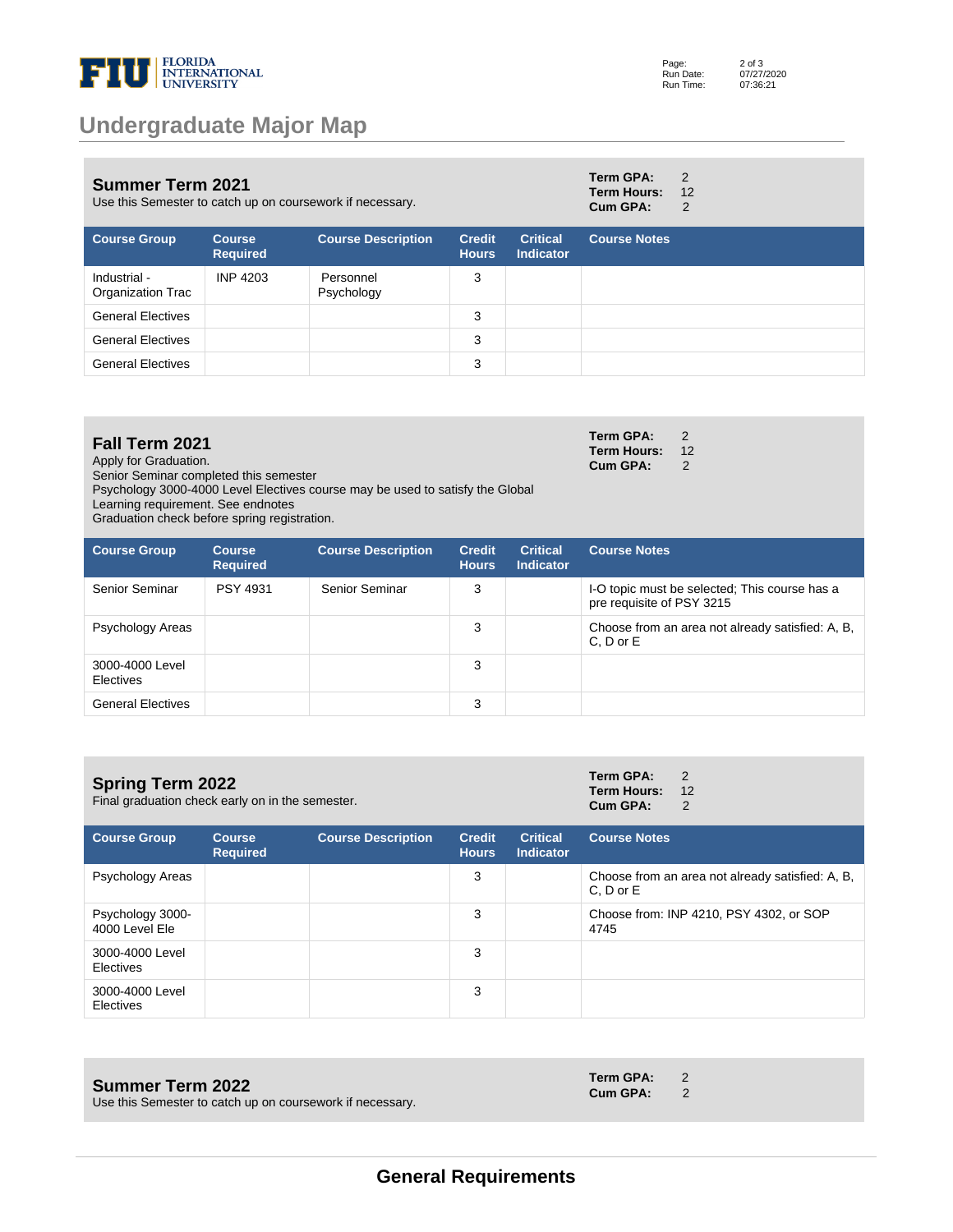## Summer Term 2021

Use this Semester to catch up on coursework if necessary.

**Term GPA:** 2
**Term Hours:** 12
**Cum GPA:** 2

| Course Group | Course Required | Course Description | Credit Hours | Critical Indicator | Course Notes |
|---|---|---|---|---|---|
| Industrial - Organization Trac | INP 4203 | Personnel Psychology | 3 | | |
| General Electives | | | 3 | | |
| General Electives | | | 3 | | |
| General Electives | | | 3 | | |

## Fall Term 2021

Apply for Graduation.
Senior Seminar completed this semester
Psychology 3000-4000 Level Electives course may be used to satisfy the Global Learning requirement. See endnotes
Graduation check before spring registration.

**Term GPA:** 2
**Term Hours:** 12
**Cum GPA:** 2

| Course Group | Course Required | Course Description | Credit Hours | Critical Indicator | Course Notes |
|---|---|---|---|---|---|
| Senior Seminar | PSY 4931 | Senior Seminar | 3 | | I-O topic must be selected; This course has a pre requisite of PSY 3215 |
| Psychology Areas | | | 3 | | Choose from an area not already satisfied: A, B, C, D or E |
| 3000-4000 Level Electives | | | 3 | | |
| General Electives | | | 3 | | |

## Spring Term 2022

Final graduation check early on in the semester.

**Term GPA:** 2
**Term Hours:** 12
**Cum GPA:** 2

| Course Group | Course Required | Course Description | Credit Hours | Critical Indicator | Course Notes |
|---|---|---|---|---|---|
| Psychology Areas | | | 3 | | Choose from an area not already satisfied: A, B, C, D or E |
| Psychology 3000-4000 Level Ele | | | 3 | | Choose from: INP 4210, PSY 4302, or SOP 4745 |
| 3000-4000 Level Electives | | | 3 | | |
| 3000-4000 Level Electives | | | 3 | | |

## Summer Term 2022

Use this Semester to catch up on coursework if necessary.

**Term GPA:** 2
**Cum GPA:** 2

## General Requirements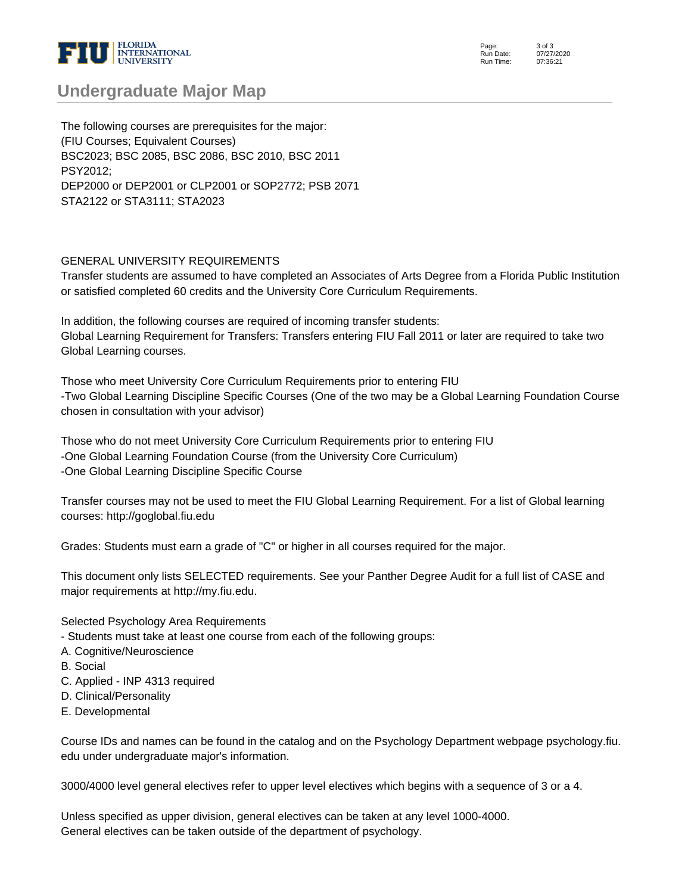## Undergraduate Major Map

The following courses are prerequisites for the major:
(FIU Courses; Equivalent Courses)
BSC2023; BSC 2085, BSC 2086, BSC 2010, BSC 2011
PSY2012;
DEP2000 or DEP2001 or CLP2001 or SOP2772; PSB 2071
STA2122 or STA3111; STA2023

GENERAL UNIVERSITY REQUIREMENTS
Transfer students are assumed to have completed an Associates of Arts Degree from a Florida Public Institution or satisfied completed 60 credits and the University Core Curriculum Requirements.

In addition, the following courses are required of incoming transfer students:
Global Learning Requirement for Transfers: Transfers entering FIU Fall 2011 or later are required to take two Global Learning courses.

Those who meet University Core Curriculum Requirements prior to entering FIU
-Two Global Learning Discipline Specific Courses (One of the two may be a Global Learning Foundation Course chosen in consultation with your advisor)

Those who do not meet University Core Curriculum Requirements prior to entering FIU
-One Global Learning Foundation Course (from the University Core Curriculum)
-One Global Learning Discipline Specific Course

Transfer courses may not be used to meet the FIU Global Learning Requirement. For a list of Global learning courses: http://goglobal.fiu.edu

Grades: Students must earn a grade of "C" or higher in all courses required for the major.

This document only lists SELECTED requirements. See your Panther Degree Audit for a full list of CASE and major requirements at http://my.fiu.edu.

Selected Psychology Area Requirements
- Students must take at least one course from each of the following groups:
A. Cognitive/Neuroscience
B. Social
C. Applied - INP 4313 required
D. Clinical/Personality
E. Developmental

Course IDs and names can be found in the catalog and on the Psychology Department webpage psychology.fiu.edu under undergraduate major's information.

3000/4000 level general electives refer to upper level electives which begins with a sequence of 3 or a 4.

Unless specified as upper division, general electives can be taken at any level 1000-4000.
General electives can be taken outside of the department of psychology.